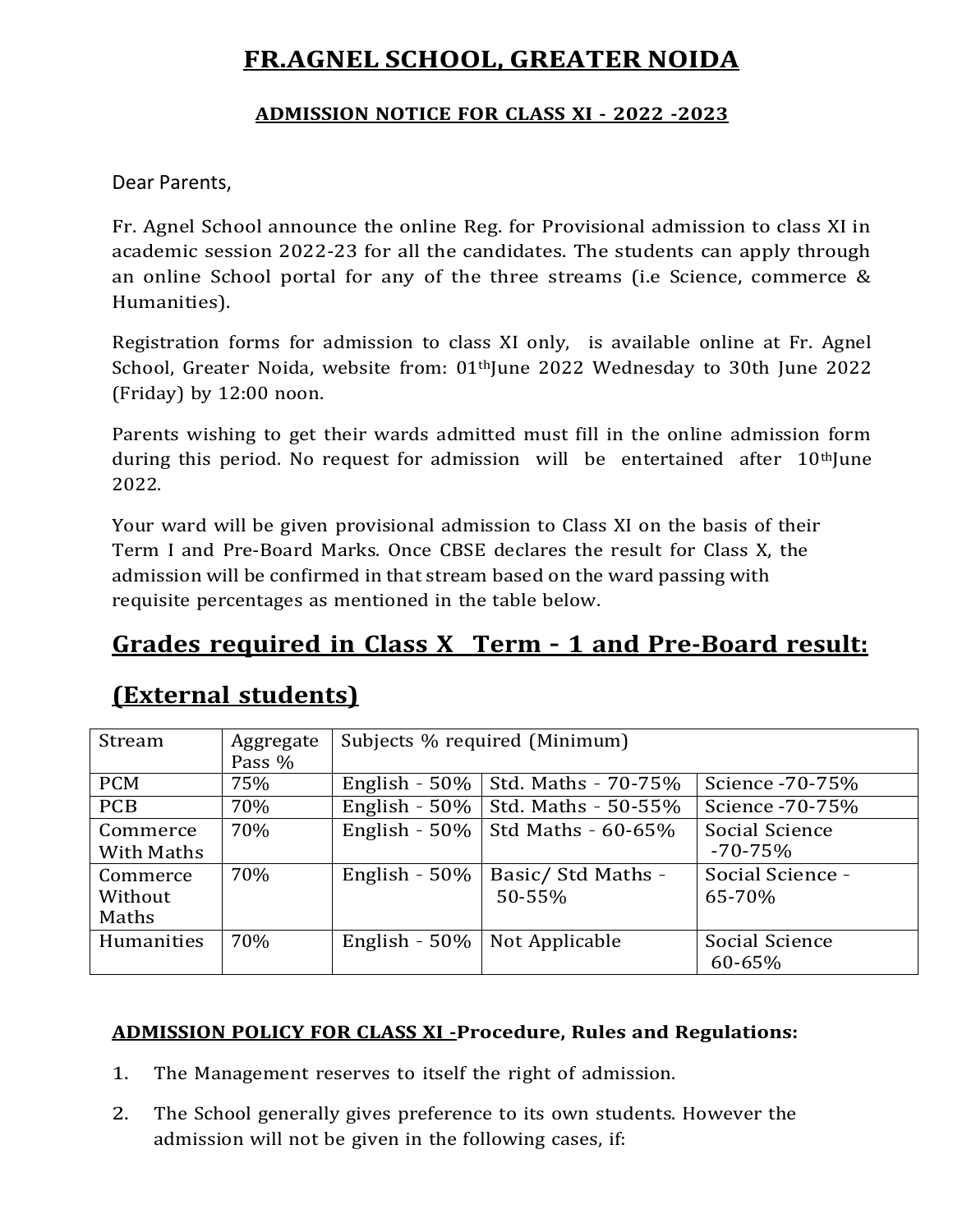# FR.AGNEL SCHOOL, GREATER NOIDA

## ADMISSION NOTICE FOR CLASS XI - 2022 -2023

Dear Parents,

Fr. Agnel School announce the online Reg. for Provisional admission to class XI in academic session 2022-23 for all the candidates. The students can apply through an online School portal for any of the three streams (i.e Science, commerce & Humanities).

Registration forms for admission to class XI only, is available online at Fr. Agnel School, Greater Noida, website from: 01th June 2022 Wednesday to 30th June 2022 (Friday) by 12:00 noon.

Parents wishing to get their wards admitted must fill in the online admission form during this period. No request for admission will be entertained after 10th June 2022.

Your ward will be given provisional admission to Class XI on the basis of their Term I and Pre-Board Marks. Once CBSE declares the result for Class X, the admission will be confirmed in that stream based on the ward passing with requisite percentages as mentioned in the table below.

## Grades required in Class X Term - 1 and Pre-Board result: (External students)

| Stream | Aggregate Pass % | Subjects % required (Minimum) | | |
|---|---|---|---|---|
| PCM | 75% | English - 50% | Std. Maths - 70-75% | Science -70-75% |
| PCB | 70% | English - 50% | Std. Maths - 50-55% | Science -70-75% |
| Commerce With Maths | 70% | English - 50% | Std Maths - 60-65% | Social Science -70-75% |
| Commerce Without Maths | 70% | English - 50% | Basic/ Std Maths - 50-55% | Social Science - 65-70% |
| Humanities | 70% | English - 50% | Not Applicable | Social Science 60-65% |

**ADMISSION POLICY FOR CLASS XI -Procedure, Rules and Regulations:**

1. The Management reserves to itself the right of admission.
2. The School generally gives preference to its own students. However the admission will not be given in the following cases, if: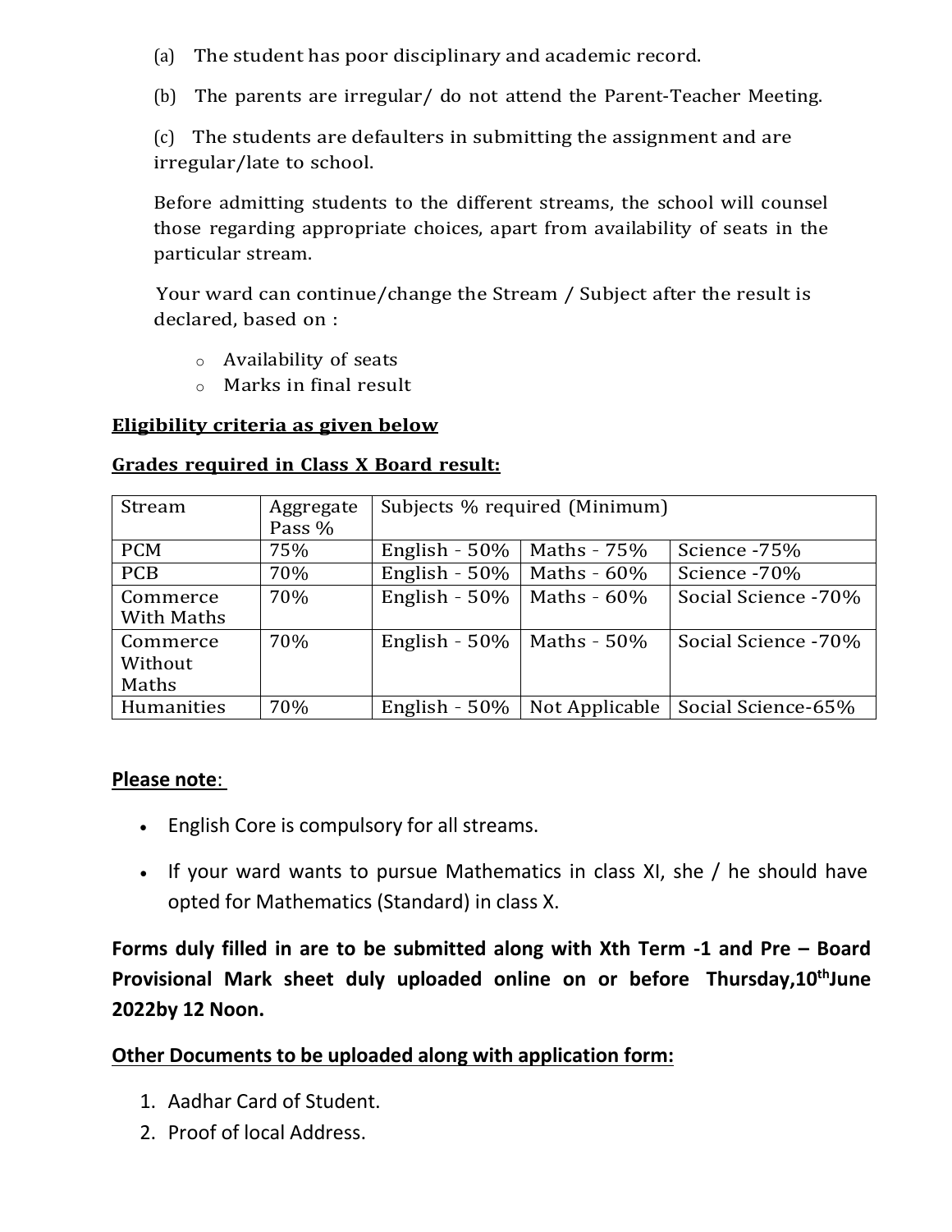(a) The student has poor disciplinary and academic record.

(b) The parents are irregular/ do not attend the Parent-Teacher Meeting.

(c) The students are defaulters in submitting the assignment and are irregular/late to school.

Before admitting students to the different streams, the school will counsel those regarding appropriate choices, apart from availability of seats in the particular stream.

Your ward can continue/change the Stream / Subject after the result is declared, based on :

- Availability of seats
- Marks in final result

**Eligibility criteria as given below**

**Grades required in Class X Board result:**

| Stream | Aggregate Pass % | Subjects % required (Minimum) | | |
|---|---|---|---|---|
| PCM | 75% | English - 50% | Maths - 75% | Science -75% |
| PCB | 70% | English - 50% | Maths - 60% | Science -70% |
| Commerce With Maths | 70% | English - 50% | Maths - 60% | Social Science -70% |
| Commerce Without Maths | 70% | English - 50% | Maths - 50% | Social Science -70% |
| Humanities | 70% | English - 50% | Not Applicable | Social Science-65% |

**Please note**:

- English Core is compulsory for all streams.
- If your ward wants to pursue Mathematics in class XI, she / he should have opted for Mathematics (Standard) in class X.

**Forms duly filled in are to be submitted along with Xth Term -1 and Pre – Board Provisional Mark sheet duly uploaded online on or before Thursday,10th June 2022by 12 Noon.**

**Other Documents to be uploaded along with application form:**

1. Aadhar Card of Student.
2. Proof of local Address.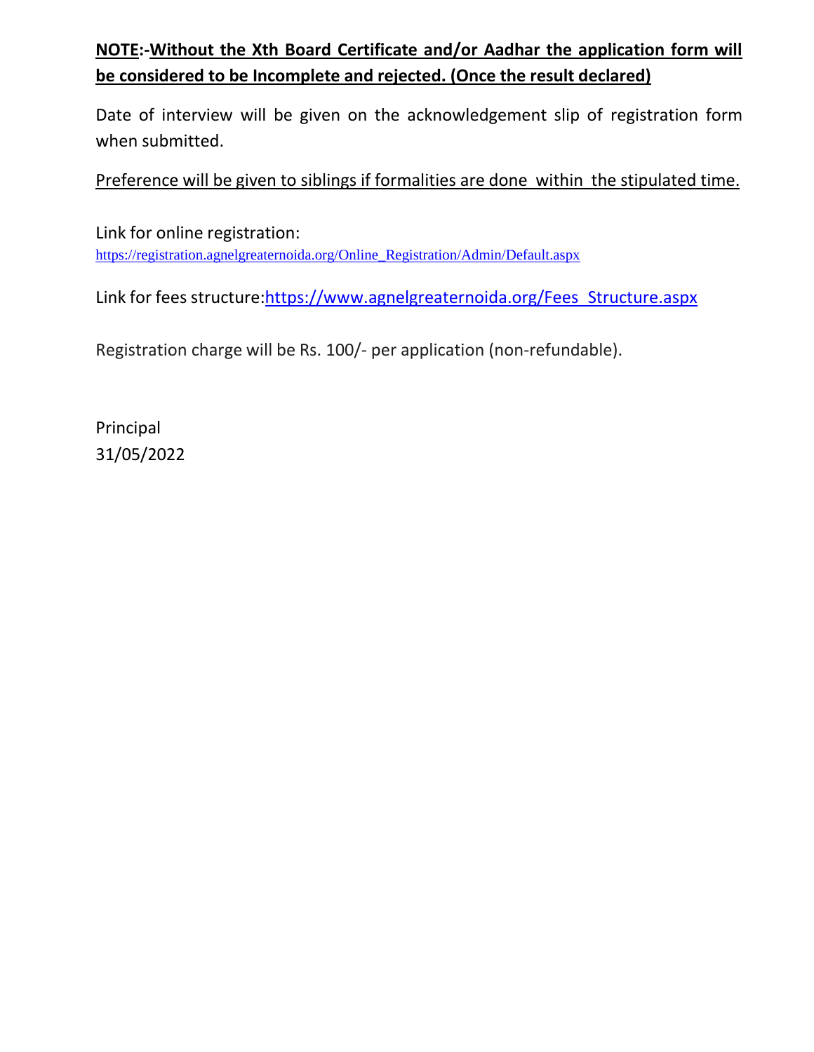**NOTE:-Without the Xth Board Certificate and/or Aadhar the application form will be considered to be Incomplete and rejected. (Once the result declared)**

Date of interview will be given on the acknowledgement slip of registration form when submitted.

Preference will be given to siblings if formalities are done within the stipulated time.

Link for online registration:
https://registration.agnelgreaternoida.org/Online_Registration/Admin/Default.aspx

Link for fees structure:https://www.agnelgreaternoida.org/Fees_Structure.aspx

Registration charge will be Rs. 100/- per application (non-refundable).

Principal
31/05/2022